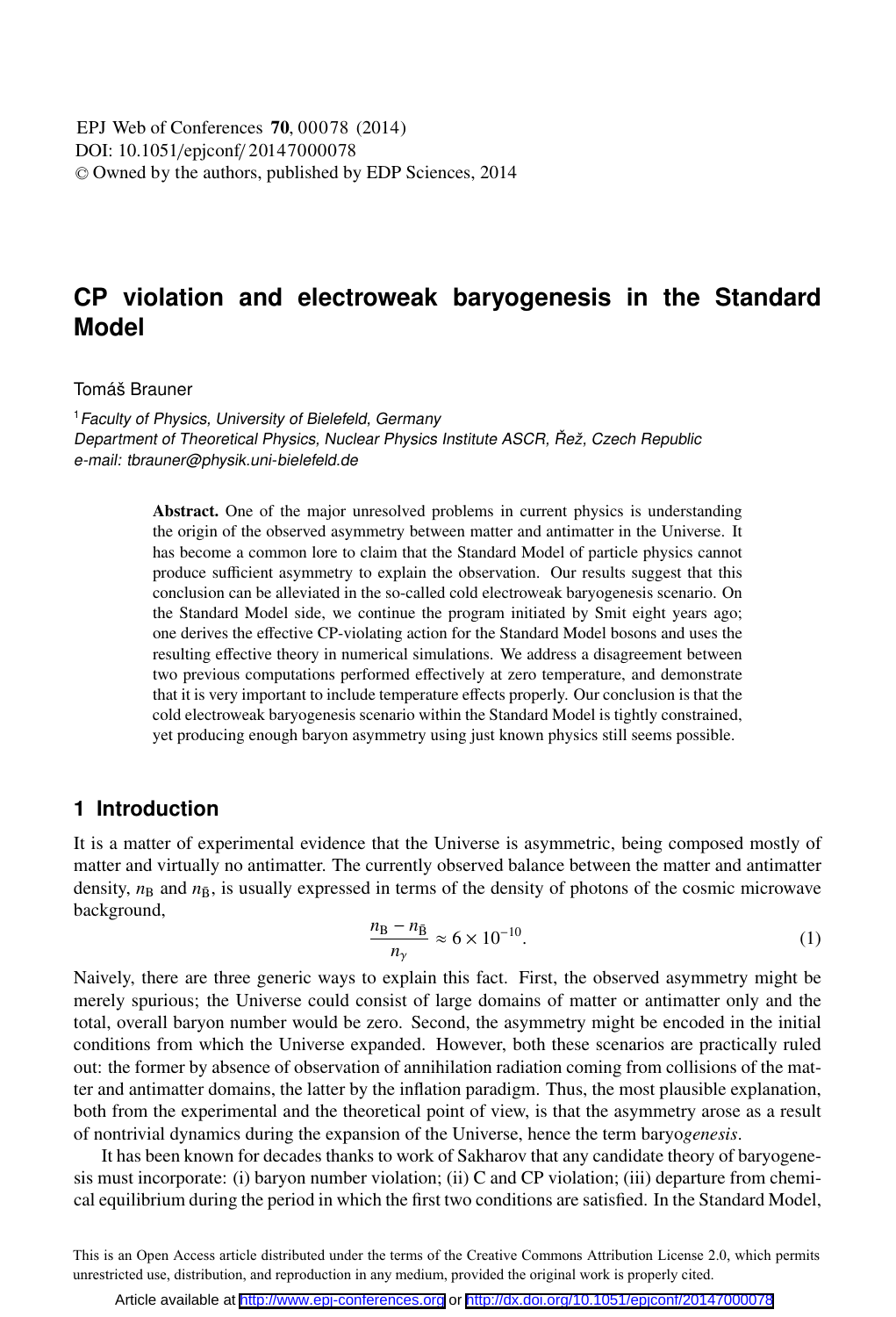# CP violation and electroweak baryogenesis in the Standard Model

Tomáš Brauner

[1] *Faculty of Physics, University of Bielefeld, Germany*
*Department of Theoretical Physics, Nuclear Physics Institute ASCR, Řež, Czech Republic*
*e-mail: tbrauner@physik.uni-bielefeld.de*

**Abstract.** One of the major unresolved problems in current physics is understanding the origin of the observed asymmetry between matter and antimatter in the Universe. It has become a common lore to claim that the Standard Model of particle physics cannot produce sufficient asymmetry to explain the observation. Our results suggest that this conclusion can be alleviated in the so-called cold electroweak baryogenesis scenario. On the Standard Model side, we continue the program initiated by Smit eight years ago; one derives the effective CP-violating action for the Standard Model bosons and uses the resulting effective theory in numerical simulations. We address a disagreement between two previous computations performed effectively at zero temperature, and demonstrate that it is very important to include temperature effects properly. Our conclusion is that the cold electroweak baryogenesis scenario within the Standard Model is tightly constrained, yet producing enough baryon asymmetry using just known physics still seems possible.

## 1 Introduction

It is a matter of experimental evidence that the Universe is asymmetric, being composed mostly of matter and virtually no antimatter. The currently observed balance between the matter and antimatter density, $n_{\mathrm{B}}$ and $n_{\bar{\mathrm{B}}}$, is usually expressed in terms of the density of photons of the cosmic microwave background,

$$\frac{n_{\mathrm{B}} - n_{\bar{\mathrm{B}}}}{n_{\gamma}} \approx 6 \times 10^{-10}. \tag{1}$$

Naively, there are three generic ways to explain this fact. First, the observed asymmetry might be merely spurious; the Universe could consist of large domains of matter or antimatter only and the total, overall baryon number would be zero. Second, the asymmetry might be encoded in the initial conditions from which the Universe expanded. However, both these scenarios are practically ruled out: the former by absence of observation of annihilation radiation coming from collisions of the matter and antimatter domains, the latter by the inflation paradigm. Thus, the most plausible explanation, both from the experimental and the theoretical point of view, is that the asymmetry arose as a result of nontrivial dynamics during the expansion of the Universe, hence the term baryo*genesis*.

It has been known for decades thanks to work of Sakharov that any candidate theory of baryogenesis must incorporate: (i) baryon number violation; (ii) C and CP violation; (iii) departure from chemical equilibrium during the period in which the first two conditions are satisfied. In the Standard Model,

This is an Open Access article distributed under the terms of the Creative Commons Attribution License 2.0, which permits unrestricted use, distribution, and reproduction in any medium, provided the original work is properly cited.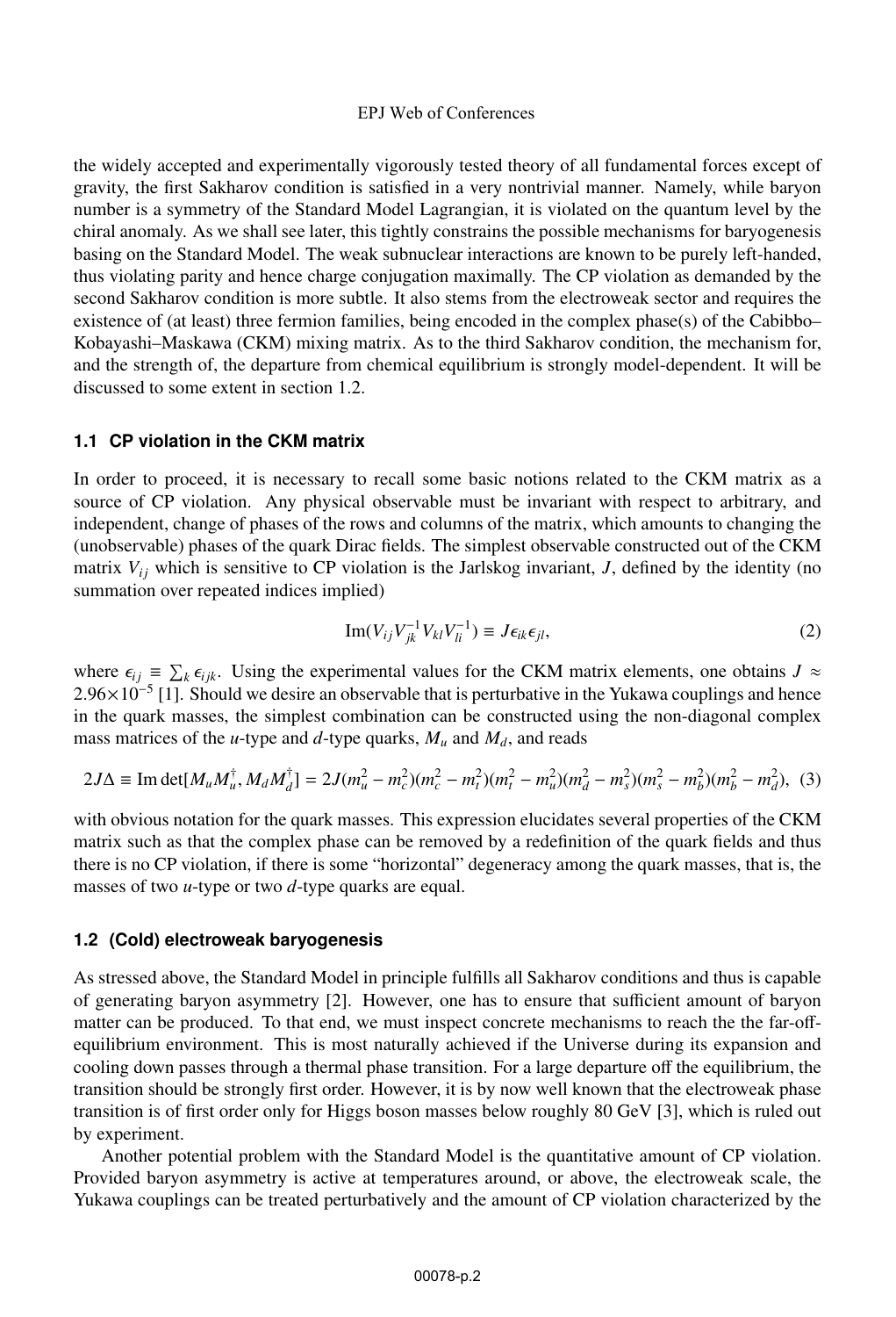the widely accepted and experimentally vigorously tested theory of all fundamental forces except of gravity, the first Sakharov condition is satisfied in a very nontrivial manner. Namely, while baryon number is a symmetry of the Standard Model Lagrangian, it is violated on the quantum level by the chiral anomaly. As we shall see later, this tightly constrains the possible mechanisms for baryogenesis basing on the Standard Model. The weak subnuclear interactions are known to be purely left-handed, thus violating parity and hence charge conjugation maximally. The CP violation as demanded by the second Sakharov condition is more subtle. It also stems from the electroweak sector and requires the existence of (at least) three fermion families, being encoded in the complex phase(s) of the Cabibbo–Kobayashi–Maskawa (CKM) mixing matrix. As to the third Sakharov condition, the mechanism for, and the strength of, the departure from chemical equilibrium is strongly model-dependent. It will be discussed to some extent in section 1.2.

### 1.1 CP violation in the CKM matrix

In order to proceed, it is necessary to recall some basic notions related to the CKM matrix as a source of CP violation. Any physical observable must be invariant with respect to arbitrary, and independent, change of phases of the rows and columns of the matrix, which amounts to changing the (unobservable) phases of the quark Dirac fields. The simplest observable constructed out of the CKM matrix $V_{ij}$ which is sensitive to CP violation is the Jarlskog invariant, $J$, defined by the identity (no summation over repeated indices implied)

$$\operatorname{Im}(V_{ij}V^{-1}_{jk}V_{kl}V^{-1}_{li}) \equiv J\epsilon_{ik}\epsilon_{jl}, \tag{2}$$

where $\epsilon_{ij} \equiv \sum_k \epsilon_{ijk}$. Using the experimental values for the CKM matrix elements, one obtains $J \approx 2.96\times10^{-5}$ [1]. Should we desire an observable that is perturbative in the Yukawa couplings and hence in the quark masses, the simplest combination can be constructed using the non-diagonal complex mass matrices of the $u$-type and $d$-type quarks, $M_u$ and $M_d$, and reads

$$2J\Delta \equiv \operatorname{Im}\det[M_uM_u^\dagger, M_dM_d^\dagger] = 2J(m_u^2-m_c^2)(m_c^2-m_t^2)(m_t^2-m_u^2)(m_d^2-m_s^2)(m_s^2-m_b^2)(m_b^2-m_d^2), \tag{3}$$

with obvious notation for the quark masses. This expression elucidates several properties of the CKM matrix such as that the complex phase can be removed by a redefinition of the quark fields and thus there is no CP violation, if there is some "horizontal" degeneracy among the quark masses, that is, the masses of two $u$-type or two $d$-type quarks are equal.

### 1.2 (Cold) electroweak baryogenesis

As stressed above, the Standard Model in principle fulfills all Sakharov conditions and thus is capable of generating baryon asymmetry [2]. However, one has to ensure that sufficient amount of baryon matter can be produced. To that end, we must inspect concrete mechanisms to reach the the far-off-equilibrium environment. This is most naturally achieved if the Universe during its expansion and cooling down passes through a thermal phase transition. For a large departure off the equilibrium, the transition should be strongly first order. However, it is by now well known that the electroweak phase transition is of first order only for Higgs boson masses below roughly 80 GeV [3], which is ruled out by experiment.

Another potential problem with the Standard Model is the quantitative amount of CP violation. Provided baryon asymmetry is active at temperatures around, or above, the electroweak scale, the Yukawa couplings can be treated perturbatively and the amount of CP violation characterized by the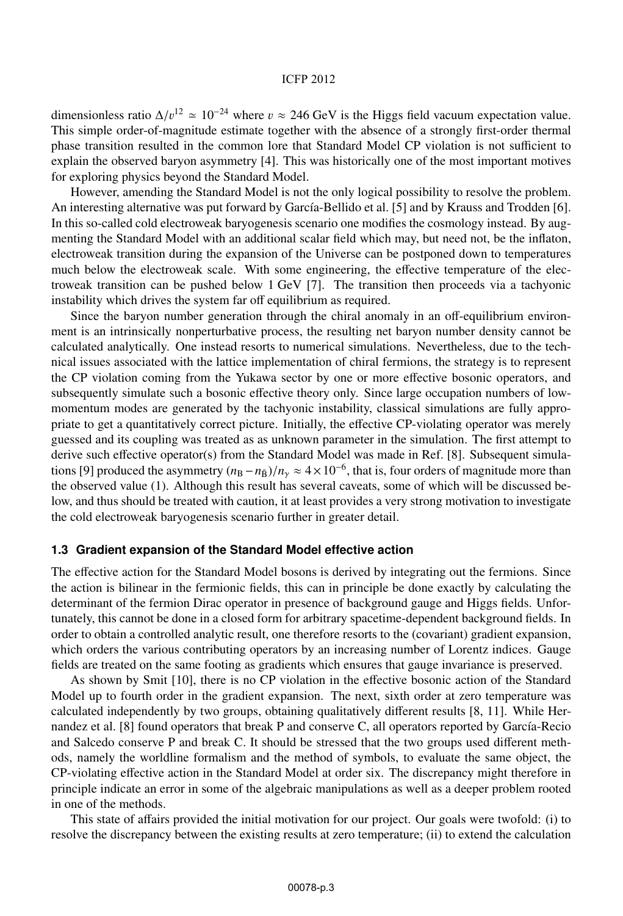dimensionless ratio $\Delta/v^{12} \simeq 10^{-24}$ where $v \approx 246$ GeV is the Higgs field vacuum expectation value. This simple order-of-magnitude estimate together with the absence of a strongly first-order thermal phase transition resulted in the common lore that Standard Model CP violation is not sufficient to explain the observed baryon asymmetry [4]. This was historically one of the most important motives for exploring physics beyond the Standard Model.

However, amending the Standard Model is not the only logical possibility to resolve the problem. An interesting alternative was put forward by García-Bellido et al. [5] and by Krauss and Trodden [6]. In this so-called cold electroweak baryogenesis scenario one modifies the cosmology instead. By augmenting the Standard Model with an additional scalar field which may, but need not, be the inflaton, electroweak transition during the expansion of the Universe can be postponed down to temperatures much below the electroweak scale. With some engineering, the effective temperature of the electroweak transition can be pushed below 1 GeV [7]. The transition then proceeds via a tachyonic instability which drives the system far off equilibrium as required.

Since the baryon number generation through the chiral anomaly in an off-equilibrium environment is an intrinsically nonperturbative process, the resulting net baryon number density cannot be calculated analytically. One instead resorts to numerical simulations. Nevertheless, due to the technical issues associated with the lattice implementation of chiral fermions, the strategy is to represent the CP violation coming from the Yukawa sector by one or more effective bosonic operators, and subsequently simulate such a bosonic effective theory only. Since large occupation numbers of low-momentum modes are generated by the tachyonic instability, classical simulations are fully appropriate to get a quantitatively correct picture. Initially, the effective CP-violating operator was merely guessed and its coupling was treated as as unknown parameter in the simulation. The first attempt to derive such effective operator(s) from the Standard Model was made in Ref. [8]. Subsequent simulations [9] produced the asymmetry $(n_{\mathrm{B}} - n_{\bar{\mathrm{B}}})/n_\gamma \approx 4 \times 10^{-6}$, that is, four orders of magnitude more than the observed value (1). Although this result has several caveats, some of which will be discussed below, and thus should be treated with caution, it at least provides a very strong motivation to investigate the cold electroweak baryogenesis scenario further in greater detail.

### 1.3 Gradient expansion of the Standard Model effective action

The effective action for the Standard Model bosons is derived by integrating out the fermions. Since the action is bilinear in the fermionic fields, this can in principle be done exactly by calculating the determinant of the fermion Dirac operator in presence of background gauge and Higgs fields. Unfortunately, this cannot be done in a closed form for arbitrary spacetime-dependent background fields. In order to obtain a controlled analytic result, one therefore resorts to the (covariant) gradient expansion, which orders the various contributing operators by an increasing number of Lorentz indices. Gauge fields are treated on the same footing as gradients which ensures that gauge invariance is preserved.

As shown by Smit [10], there is no CP violation in the effective bosonic action of the Standard Model up to fourth order in the gradient expansion. The next, sixth order at zero temperature was calculated independently by two groups, obtaining qualitatively different results [8, 11]. While Hernandez et al. [8] found operators that break P and conserve C, all operators reported by García-Recio and Salcedo conserve P and break C. It should be stressed that the two groups used different methods, namely the worldline formalism and the method of symbols, to evaluate the same object, the CP-violating effective action in the Standard Model at order six. The discrepancy might therefore in principle indicate an error in some of the algebraic manipulations as well as a deeper problem rooted in one of the methods.

This state of affairs provided the initial motivation for our project. Our goals were twofold: (i) to resolve the discrepancy between the existing results at zero temperature; (ii) to extend the calculation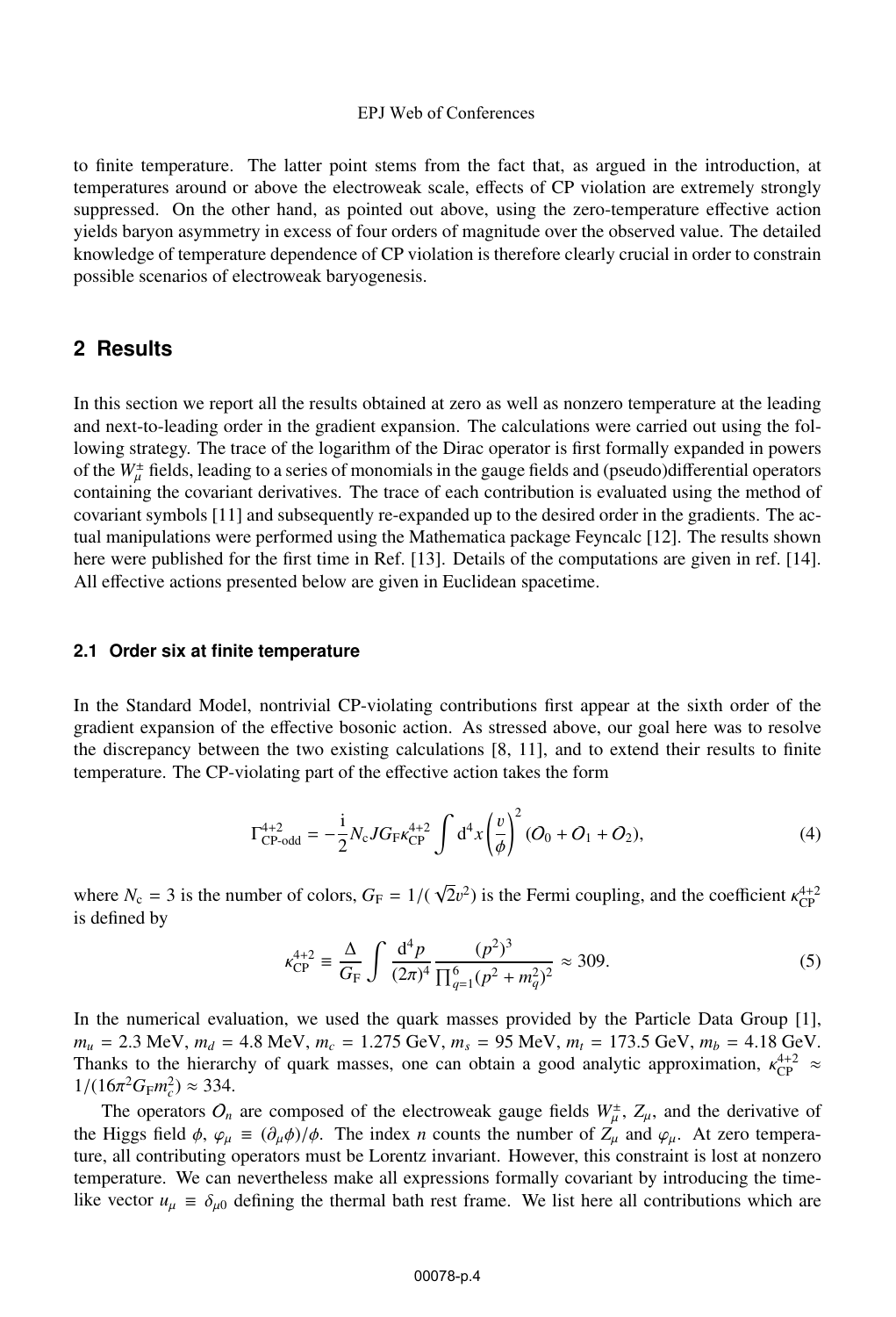to finite temperature. The latter point stems from the fact that, as argued in the introduction, at temperatures around or above the electroweak scale, effects of CP violation are extremely strongly suppressed. On the other hand, as pointed out above, using the zero-temperature effective action yields baryon asymmetry in excess of four orders of magnitude over the observed value. The detailed knowledge of temperature dependence of CP violation is therefore clearly crucial in order to constrain possible scenarios of electroweak baryogenesis.

## 2 Results

In this section we report all the results obtained at zero as well as nonzero temperature at the leading and next-to-leading order in the gradient expansion. The calculations were carried out using the following strategy. The trace of the logarithm of the Dirac operator is first formally expanded in powers of the $W^{\pm}_{\mu}$ fields, leading to a series of monomials in the gauge fields and (pseudo)differential operators containing the covariant derivatives. The trace of each contribution is evaluated using the method of covariant symbols [11] and subsequently re-expanded up to the desired order in the gradients. The actual manipulations were performed using the Mathematica package Feyncalc [12]. The results shown here were published for the first time in Ref. [13]. Details of the computations are given in ref. [14]. All effective actions presented below are given in Euclidean spacetime.

### 2.1 Order six at finite temperature

In the Standard Model, nontrivial CP-violating contributions first appear at the sixth order of the gradient expansion of the effective bosonic action. As stressed above, our goal here was to resolve the discrepancy between the two existing calculations [8, 11], and to extend their results to finite temperature. The CP-violating part of the effective action takes the form

$$\Gamma^{4+2}_{\text{CP-odd}} = -\frac{\mathrm{i}}{2} N_{\mathrm{c}} J G_{\mathrm{F}} \kappa^{4+2}_{\mathrm{CP}} \int \mathrm{d}^4 x \left(\frac{v}{\phi}\right)^2 (O_0 + O_1 + O_2), \tag{4}$$

where $N_{\mathrm{c}} = 3$ is the number of colors, $G_{\mathrm{F}} = 1/(\sqrt{2}v^2)$ is the Fermi coupling, and the coefficient $\kappa^{4+2}_{\mathrm{CP}}$ is defined by

$$\kappa^{4+2}_{\mathrm{CP}} \equiv \frac{\Delta}{G_{\mathrm{F}}} \int \frac{\mathrm{d}^4 p}{(2\pi)^4} \frac{(p^2)^3}{\prod_{q=1}^{6}(p^2 + m_q^2)^2} \approx 309. \tag{5}$$

In the numerical evaluation, we used the quark masses provided by the Particle Data Group [1], $m_u = 2.3$ MeV, $m_d = 4.8$ MeV, $m_c = 1.275$ GeV, $m_s = 95$ MeV, $m_t = 173.5$ GeV, $m_b = 4.18$ GeV. Thanks to the hierarchy of quark masses, one can obtain a good analytic approximation, $\kappa^{4+2}_{\mathrm{CP}} \approx 1/(16\pi^2 G_{\mathrm{F}} m_c^2) \approx 334$.

The operators $O_n$ are composed of the electroweak gauge fields $W^{\pm}_{\mu}$, $Z_{\mu}$, and the derivative of the Higgs field $\phi$, $\varphi_{\mu} \equiv (\partial_{\mu}\phi)/\phi$. The index $n$ counts the number of $Z_{\mu}$ and $\varphi_{\mu}$. At zero temperature, all contributing operators must be Lorentz invariant. However, this constraint is lost at nonzero temperature. We can nevertheless make all expressions formally covariant by introducing the time-like vector $u_{\mu} \equiv \delta_{\mu 0}$ defining the thermal bath rest frame. We list here all contributions which are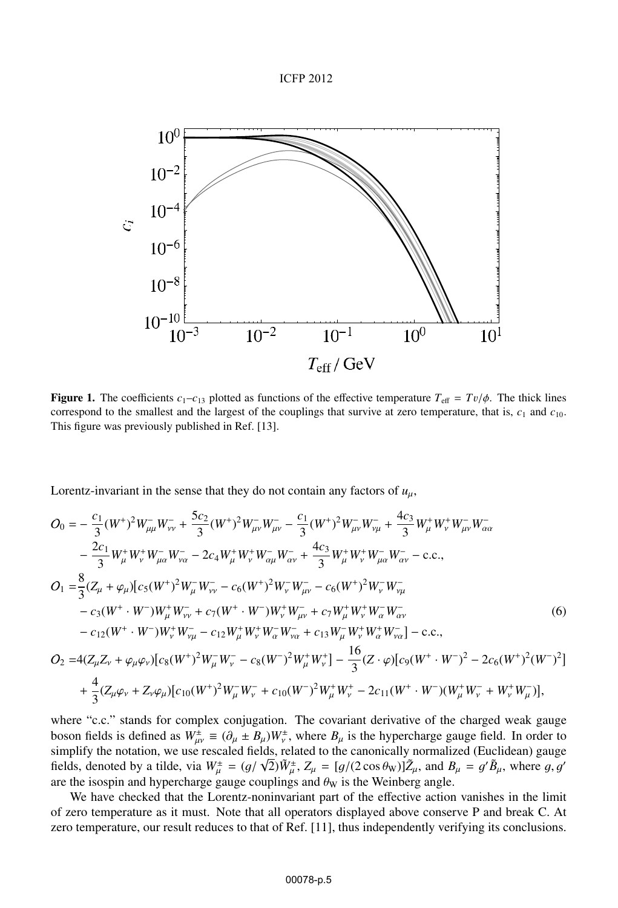**Figure 1.** The coefficients $c_1$–$c_{13}$ plotted as functions of the effective temperature $T_{\rm eff} = Tv/\phi$. The thick lines correspond to the smallest and the largest of the couplings that survive at zero temperature, that is, $c_1$ and $c_{10}$. This figure was previously published in Ref. [13].

Lorentz-invariant in the sense that they do not contain any factors of $u_\mu$,

$$
\begin{aligned}
O_0 =& -\frac{c_1}{3}(W^+)^2 W^-_{\mu\mu}W^-_{\nu\nu} + \frac{5c_2}{3}(W^+)^2 W^-_{\mu\nu}W^-_{\mu\nu} - \frac{c_1}{3}(W^+)^2 W^-_{\mu\nu}W^-_{\nu\mu} + \frac{4c_3}{3}W^+_\mu W^+_\nu W^-_{\mu\nu}W^-_{\alpha\alpha} \\
& - \frac{2c_1}{3}W^+_\mu W^+_\nu W^-_{\mu\alpha}W^-_{\nu\alpha} - 2c_4 W^+_\mu W^+_\nu W^-_{\alpha\mu}W^-_{\alpha\nu} + \frac{4c_3}{3}W^+_\mu W^+_\nu W^-_{\mu\alpha}W^-_{\alpha\nu} - \text{c.c.}, \\
O_1 =& \frac{8}{3}(Z_\mu + \varphi_\mu)[c_5(W^+)^2 W^-_\mu W^-_{\nu\nu} - c_6(W^+)^2 W^-_\nu W^-_{\mu\nu} - c_6(W^+)^2 W^-_\nu W^-_{\nu\mu} \\
& - c_3(W^+\cdot W^-)W^+_\mu W^-_{\nu\nu} + c_7(W^+\cdot W^-)W^+_\nu W^-_{\mu\nu} + c_7 W^+_\mu W^+_\nu W^-_\alpha W^-_{\alpha\nu} \\
& - c_{12}(W^+\cdot W^-)W^+_\nu W^-_{\nu\mu} - c_{12}W^+_\mu W^+_\nu W^-_\alpha W^-_{\nu\alpha} + c_{13}W^-_\mu W^+_\nu W^+_\alpha W^-_{\nu\alpha}] - \text{c.c.}, \\
O_2 =& 4(Z_\mu Z_\nu + \varphi_\mu\varphi_\nu)[c_8(W^+)^2 W^-_\mu W^-_\nu - c_8(W^-)^2 W^+_\mu W^+_\nu] - \frac{16}{3}(Z\cdot\varphi)[c_9(W^+\cdot W^-)^2 - 2c_6(W^+)^2(W^-)^2] \\
& + \frac{4}{3}(Z_\mu\varphi_\nu + Z_\nu\varphi_\mu)[c_{10}(W^+)^2 W^-_\mu W^-_\nu + c_{10}(W^-)^2 W^+_\mu W^+_\nu - 2c_{11}(W^+\cdot W^-)(W^+_\mu W^-_\nu + W^+_\nu W^-_\mu)],
\end{aligned}
\tag{6}
$$

where "c.c." stands for complex conjugation. The covariant derivative of the charged weak gauge boson fields is defined as $W^\pm_{\mu\nu} \equiv (\partial_\mu \pm B_\mu)W^\pm_\nu$, where $B_\mu$ is the hypercharge gauge field. In order to simplify the notation, we use rescaled fields, related to the canonically normalized (Euclidean) gauge fields, denoted by a tilde, via $W^\pm_\mu = (g/\sqrt{2})\tilde{W}^\pm_\mu$, $Z_\mu = [g/(2\cos\theta_{\rm W})]\tilde{Z}_\mu$, and $B_\mu = g'\tilde{B}_\mu$, where $g, g'$ are the isospin and hypercharge gauge couplings and $\theta_{\rm W}$ is the Weinberg angle.

We have checked that the Lorentz-noninvariant part of the effective action vanishes in the limit of zero temperature as it must. Note that all operators displayed above conserve P and break C. At zero temperature, our result reduces to that of Ref. [11], thus independently verifying its conclusions.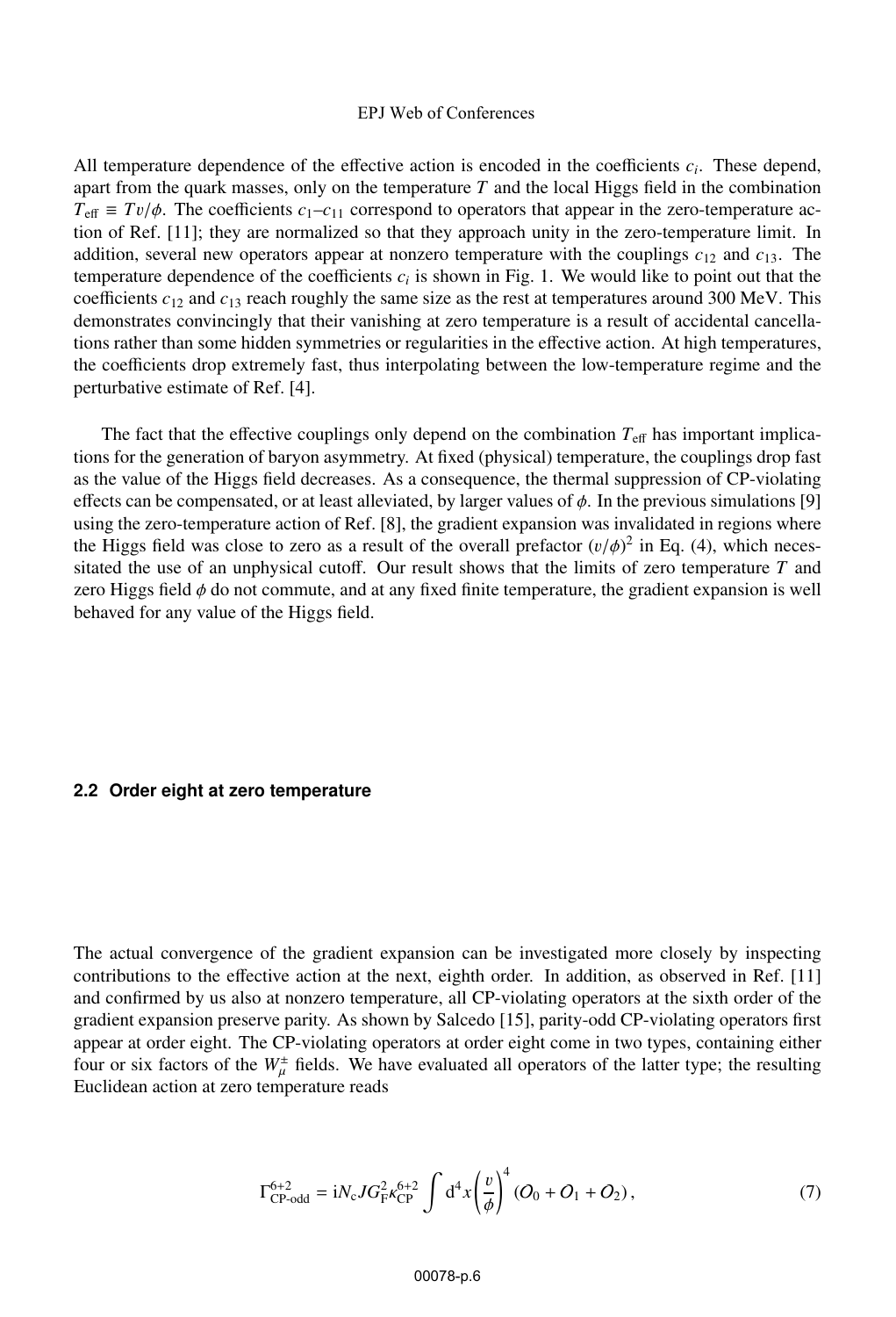All temperature dependence of the effective action is encoded in the coefficients $c_i$. These depend, apart from the quark masses, only on the temperature $T$ and the local Higgs field in the combination $T_{\text{eff}} \equiv Tv/\phi$. The coefficients $c_1$–$c_{11}$ correspond to operators that appear in the zero-temperature action of Ref. [11]; they are normalized so that they approach unity in the zero-temperature limit. In addition, several new operators appear at nonzero temperature with the couplings $c_{12}$ and $c_{13}$. The temperature dependence of the coefficients $c_i$ is shown in Fig. 1. We would like to point out that the coefficients $c_{12}$ and $c_{13}$ reach roughly the same size as the rest at temperatures around 300 MeV. This demonstrates convincingly that their vanishing at zero temperature is a result of accidental cancellations rather than some hidden symmetries or regularities in the effective action. At high temperatures, the coefficients drop extremely fast, thus interpolating between the low-temperature regime and the perturbative estimate of Ref. [4].

The fact that the effective couplings only depend on the combination $T_{\text{eff}}$ has important implications for the generation of baryon asymmetry. At fixed (physical) temperature, the couplings drop fast as the value of the Higgs field decreases. As a consequence, the thermal suppression of CP-violating effects can be compensated, or at least alleviated, by larger values of $\phi$. In the previous simulations [9] using the zero-temperature action of Ref. [8], the gradient expansion was invalidated in regions where the Higgs field was close to zero as a result of the overall prefactor $(v/\phi)^2$ in Eq. (4), which necessitated the use of an unphysical cutoff. Our result shows that the limits of zero temperature $T$ and zero Higgs field $\phi$ do not commute, and at any fixed finite temperature, the gradient expansion is well behaved for any value of the Higgs field.

### 2.2 Order eight at zero temperature

The actual convergence of the gradient expansion can be investigated more closely by inspecting contributions to the effective action at the next, eighth order. In addition, as observed in Ref. [11] and confirmed by us also at nonzero temperature, all CP-violating operators at the sixth order of the gradient expansion preserve parity. As shown by Salcedo [15], parity-odd CP-violating operators first appear at order eight. The CP-violating operators at order eight come in two types, containing either four or six factors of the $W^{\pm}_{\mu}$ fields. We have evaluated all operators of the latter type; the resulting Euclidean action at zero temperature reads

$$\Gamma^{6+2}_{\text{CP-odd}} = \mathrm{i} N_{\mathrm{c}} J G_{\mathrm{F}}^2 \kappa^{6+2}_{\mathrm{CP}} \int \mathrm{d}^4 x \left(\frac{v}{\phi}\right)^4 (O_0 + O_1 + O_2)\,, \tag{7}$$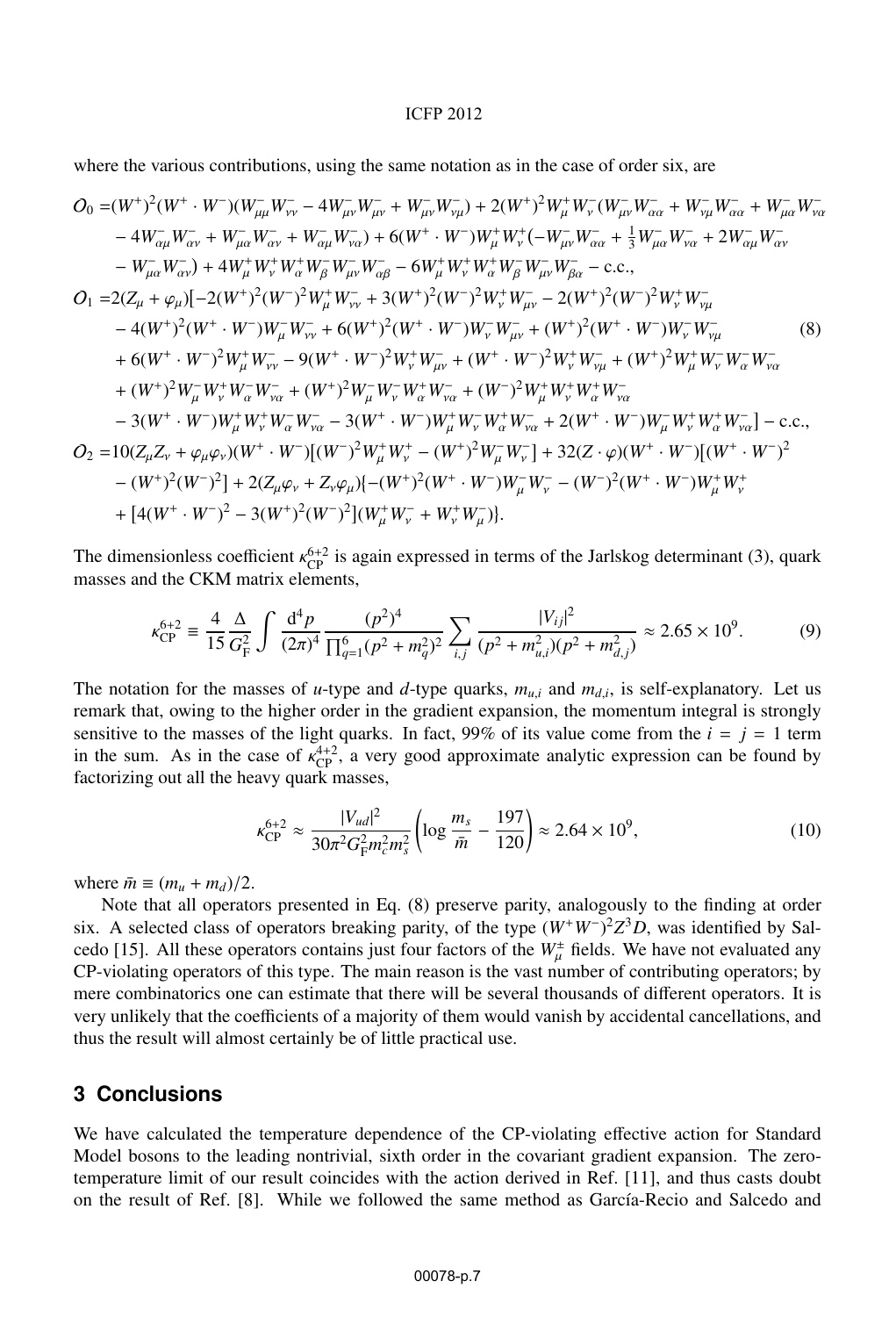where the various contributions, using the same notation as in the case of order six, are

$$
\begin{aligned}
O_0 =&(W^+)^2(W^+\cdot W^-)(W^-_{\mu\mu}W^-_{\nu\nu} - 4W^-_{\mu\nu}W^-_{\mu\nu} + W^-_{\mu\nu}W^-_{\nu\mu}) + 2(W^+)^2 W^+_\mu W^-_\nu (W^-_{\mu\nu}W^-_{\alpha\alpha} + W^-_{\nu\mu}W^-_{\alpha\alpha} + W^-_{\mu\alpha}W^-_{\nu\alpha} \\
&- 4W^-_{\alpha\mu}W^-_{\alpha\nu} + W^-_{\mu\alpha}W^-_{\alpha\nu} + W^-_{\alpha\mu}W^-_{\nu\alpha}) + 6(W^+\cdot W^-)W^+_\mu W^+_\nu(-W^-_{\mu\nu}W^-_{\alpha\alpha} + \tfrac{1}{3}W^-_{\mu\alpha}W^-_{\nu\alpha} + 2W^-_{\alpha\mu}W^-_{\alpha\nu} \\
&- W^-_{\mu\alpha}W^-_{\alpha\nu}) + 4W^+_\mu W^+_\nu W^+_\alpha W^-_\beta W^-_{\mu\nu}W^-_{\alpha\beta} - 6W^+_\mu W^+_\nu W^+_\alpha W^-_\beta W^-_{\mu\nu}W^-_{\beta\alpha} - \text{c.c.}, \\
O_1 =&2(Z_\mu + \varphi_\mu)[-2(W^+)^2(W^-)^2 W^+_\mu W^-_{\nu\nu} + 3(W^+)^2(W^-)^2 W^+_\nu W^-_{\mu\nu} - 2(W^+)^2(W^-)^2 W^+_\nu W^-_{\nu\mu} \\
&- 4(W^+)^2(W^+\cdot W^-)W^-_\mu W^-_{\nu\nu} + 6(W^+)^2(W^+\cdot W^-)W^-_\nu W^-_{\mu\nu} + (W^+)^2(W^+\cdot W^-)W^-_\nu W^-_{\nu\mu} \\
&+ 6(W^+\cdot W^-)^2 W^+_\mu W^-_{\nu\nu} - 9(W^+\cdot W^-)^2 W^+_\nu W^-_{\mu\nu} + (W^+\cdot W^-)^2 W^+_\nu W^-_{\nu\mu} + (W^+)^2 W^+_\mu W^-_\nu W^-_\alpha W^-_{\nu\alpha} \\
&+ (W^+)^2 W^-_\mu W^+_\nu W^-_\alpha W^-_{\nu\alpha} + (W^+)^2 W^-_\mu W^-_\nu W^+_\alpha W^-_{\nu\alpha} + (W^-)^2 W^+_\mu W^+_\nu W^+_\alpha W^-_{\nu\alpha} \\
&- 3(W^+\cdot W^-)W^+_\mu W^+_\nu W^-_\alpha W^-_{\nu\alpha} - 3(W^+\cdot W^-)W^+_\mu W^-_\nu W^+_\alpha W^-_{\nu\alpha} + 2(W^+\cdot W^-)W^-_\mu W^+_\nu W^+_\alpha W^-_{\nu\alpha}] - \text{c.c.}, \\
O_2 =&10(Z_\mu Z_\nu + \varphi_\mu\varphi_\nu)(W^+\cdot W^-)[(W^-)^2 W^+_\mu W^+_\nu - (W^+)^2 W^-_\mu W^-_\nu] + 32(Z\cdot\varphi)(W^+\cdot W^-)[(W^+\cdot W^-)^2 \\
&- (W^+)^2(W^-)^2] + 2(Z_\mu\varphi_\nu + Z_\nu\varphi_\mu)\{-(W^+)^2(W^+\cdot W^-)W^-_\mu W^-_\nu - (W^-)^2(W^+\cdot W^-)W^+_\mu W^+_\nu \\
&+ [4(W^+\cdot W^-)^2 - 3(W^+)^2(W^-)^2](W^+_\mu W^-_\nu + W^+_\nu W^-_\mu)\}.
\end{aligned} \tag{8}
$$

The dimensionless coefficient $\kappa^{6+2}_{\rm CP}$ is again expressed in terms of the Jarlskog determinant (3), quark masses and the CKM matrix elements,

$$
\kappa^{6+2}_{\rm CP} \equiv \frac{4}{15}\frac{\Delta}{G_{\rm F}^2}\int \frac{{\rm d}^4 p}{(2\pi)^4}\frac{(p^2)^4}{\prod_{q=1}^6 (p^2+m_q^2)^2}\sum_{i,j}\frac{|V_{ij}|^2}{(p^2+m^2_{u,i})(p^2+m^2_{d,j})} \approx 2.65\times 10^9. \tag{9}
$$

The notation for the masses of $u$-type and $d$-type quarks, $m_{u,i}$ and $m_{d,i}$, is self-explanatory. Let us remark that, owing to the higher order in the gradient expansion, the momentum integral is strongly sensitive to the masses of the light quarks. In fact, 99% of its value come from the $i = j = 1$ term in the sum. As in the case of $\kappa^{4+2}_{\rm CP}$, a very good approximate analytic expression can be found by factorizing out all the heavy quark masses,

$$
\kappa^{6+2}_{\rm CP} \approx \frac{|V_{ud}|^2}{30\pi^2 G_{\rm F}^2 m_c^2 m_s^2}\left(\log\frac{m_s}{\bar m} - \frac{197}{120}\right) \approx 2.64\times 10^9, \tag{10}
$$

where $\bar m \equiv (m_u + m_d)/2$.

Note that all operators presented in Eq. (8) preserve parity, analogously to the finding at order six. A selected class of operators breaking parity, of the type $(W^+W^-)^2 Z^3 D$, was identified by Salcedo [15]. All these operators contains just four factors of the $W^\pm_\mu$ fields. We have not evaluated any CP-violating operators of this type. The main reason is the vast number of contributing operators; by mere combinatorics one can estimate that there will be several thousands of different operators. It is very unlikely that the coefficients of a majority of them would vanish by accidental cancellations, and thus the result will almost certainly be of little practical use.

## 3 Conclusions

We have calculated the temperature dependence of the CP-violating effective action for Standard Model bosons to the leading nontrivial, sixth order in the covariant gradient expansion. The zero-temperature limit of our result coincides with the action derived in Ref. [11], and thus casts doubt on the result of Ref. [8]. While we followed the same method as García-Recio and Salcedo and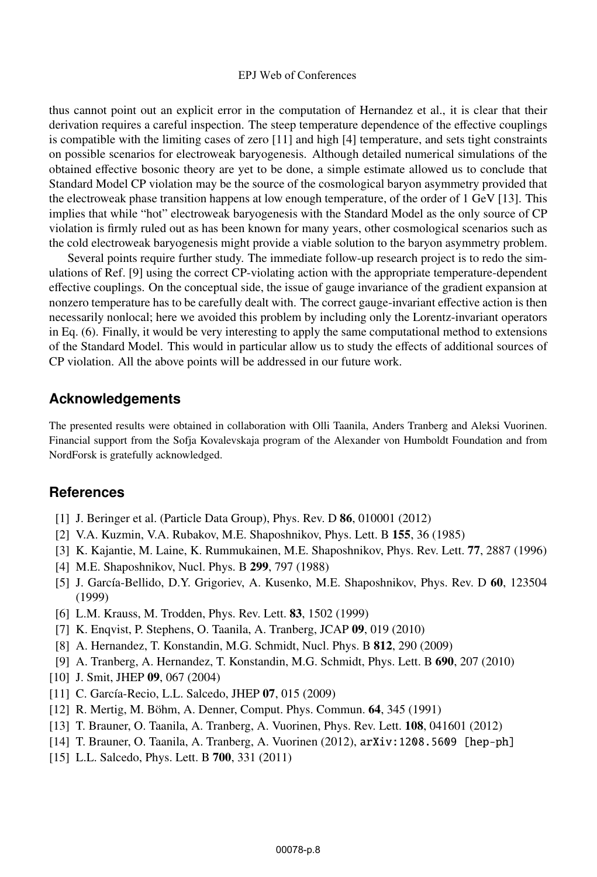thus cannot point out an explicit error in the computation of Hernandez et al., it is clear that their derivation requires a careful inspection. The steep temperature dependence of the effective couplings is compatible with the limiting cases of zero [11] and high [4] temperature, and sets tight constraints on possible scenarios for electroweak baryogenesis. Although detailed numerical simulations of the obtained effective bosonic theory are yet to be done, a simple estimate allowed us to conclude that Standard Model CP violation may be the source of the cosmological baryon asymmetry provided that the electroweak phase transition happens at low enough temperature, of the order of 1 GeV [13]. This implies that while "hot" electroweak baryogenesis with the Standard Model as the only source of CP violation is firmly ruled out as has been known for many years, other cosmological scenarios such as the cold electroweak baryogenesis might provide a viable solution to the baryon asymmetry problem.

Several points require further study. The immediate follow-up research project is to redo the simulations of Ref. [9] using the correct CP-violating action with the appropriate temperature-dependent effective couplings. On the conceptual side, the issue of gauge invariance of the gradient expansion at nonzero temperature has to be carefully dealt with. The correct gauge-invariant effective action is then necessarily nonlocal; here we avoided this problem by including only the Lorentz-invariant operators in Eq. (6). Finally, it would be very interesting to apply the same computational method to extensions of the Standard Model. This would in particular allow us to study the effects of additional sources of CP violation. All the above points will be addressed in our future work.

## Acknowledgements

The presented results were obtained in collaboration with Olli Taanila, Anders Tranberg and Aleksi Vuorinen. Financial support from the Sofja Kovalevskaja program of the Alexander von Humboldt Foundation and from NordForsk is gratefully acknowledged.

## References

[1] J. Beringer et al. (Particle Data Group), Phys. Rev. D **86**, 010001 (2012)

[2] V.A. Kuzmin, V.A. Rubakov, M.E. Shaposhnikov, Phys. Lett. B **155**, 36 (1985)

[3] K. Kajantie, M. Laine, K. Rummukainen, M.E. Shaposhnikov, Phys. Rev. Lett. **77**, 2887 (1996)

[4] M.E. Shaposhnikov, Nucl. Phys. B **299**, 797 (1988)

[5] J. García-Bellido, D.Y. Grigoriev, A. Kusenko, M.E. Shaposhnikov, Phys. Rev. D **60**, 123504 (1999)

[6] L.M. Krauss, M. Trodden, Phys. Rev. Lett. **83**, 1502 (1999)

[7] K. Enqvist, P. Stephens, O. Taanila, A. Tranberg, JCAP **09**, 019 (2010)

[8] A. Hernandez, T. Konstandin, M.G. Schmidt, Nucl. Phys. B **812**, 290 (2009)

[9] A. Tranberg, A. Hernandez, T. Konstandin, M.G. Schmidt, Phys. Lett. B **690**, 207 (2010)

[10] J. Smit, JHEP **09**, 067 (2004)

[11] C. García-Recio, L.L. Salcedo, JHEP **07**, 015 (2009)

[12] R. Mertig, M. Böhm, A. Denner, Comput. Phys. Commun. **64**, 345 (1991)

[13] T. Brauner, O. Taanila, A. Tranberg, A. Vuorinen, Phys. Rev. Lett. **108**, 041601 (2012)

[14] T. Brauner, O. Taanila, A. Tranberg, A. Vuorinen (2012), arXiv:1208.5609 [hep-ph]

[15] L.L. Salcedo, Phys. Lett. B **700**, 331 (2011)